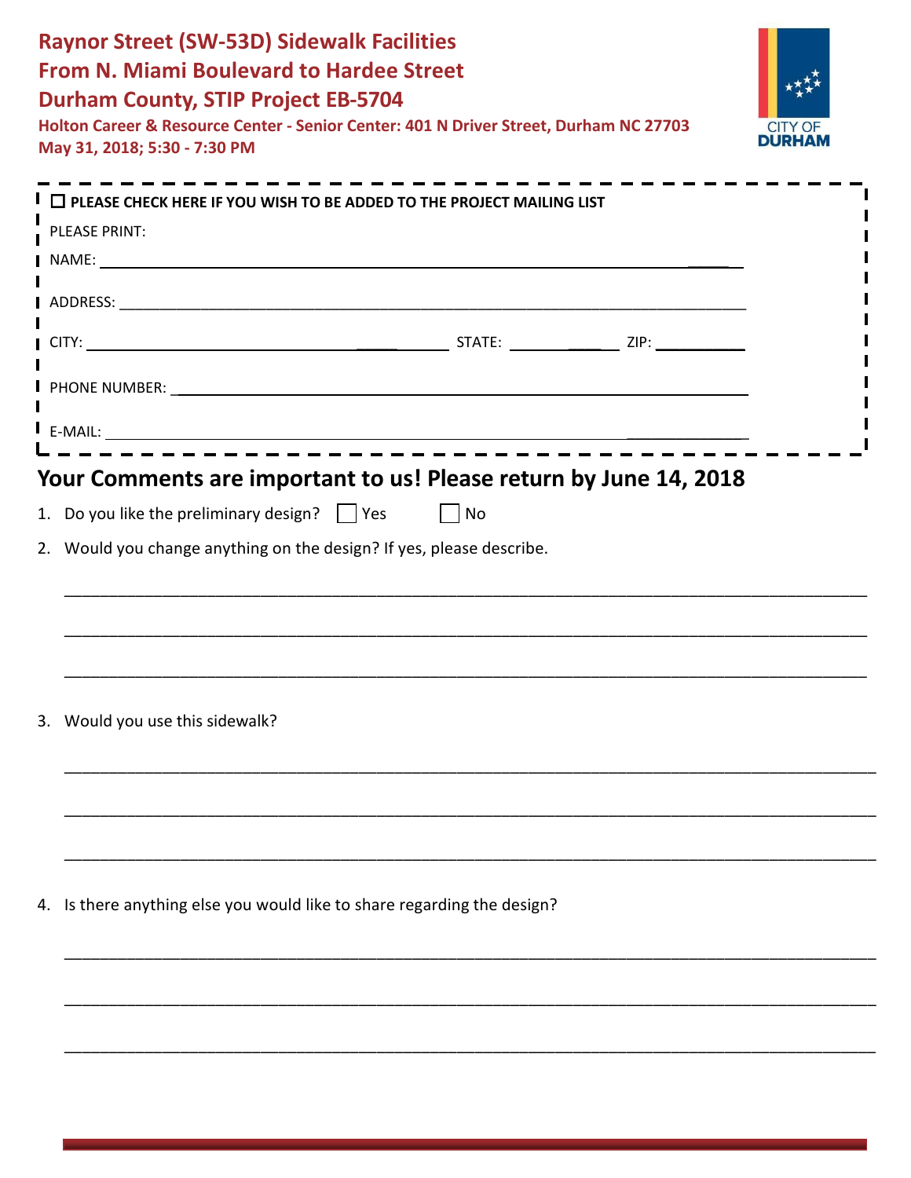# Raynor Street (SW-53D) Sidewalk Facilities
# From N. Miami Boulevard to Hardee Street
# Durham County, STIP Project EB-5704

**Holton Career & Resource Center - Senior Center: 401 N Driver Street, Durham NC 27703**
**May 31, 2018; 5:30 - 7:30 PM**

CITY OF DURHAM

☐ **PLEASE CHECK HERE IF YOU WISH TO BE ADDED TO THE PROJECT MAILING LIST**

PLEASE PRINT:

NAME: ___________________________________________________________

ADDRESS: ________________________________________________________

CITY: ______________________________ STATE: ____________ ZIP: __________

PHONE NUMBER: __________________________________________________

E-MAIL: __________________________________________________________

## Your Comments are important to us! Please return by June 14, 2018

1. Do you like the preliminary design? ☐ Yes ☐ No

2. Would you change anything on the design? If yes, please describe.

_____________________________________________________________________________

_____________________________________________________________________________

_____________________________________________________________________________

3. Would you use this sidewalk?

_____________________________________________________________________________

_____________________________________________________________________________

_____________________________________________________________________________

4. Is there anything else you would like to share regarding the design?

_____________________________________________________________________________

_____________________________________________________________________________

_____________________________________________________________________________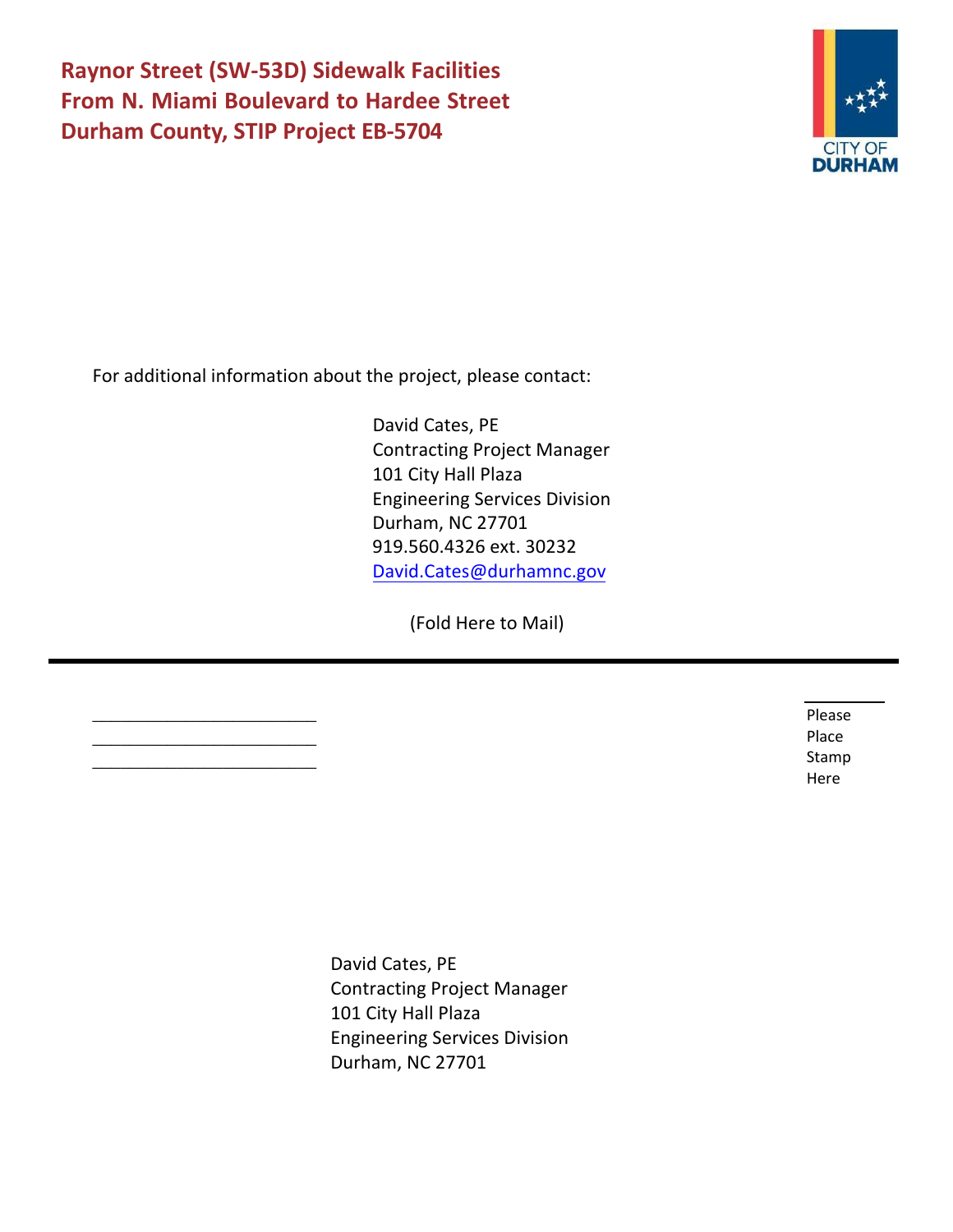**Raynor Street (SW-53D) Sidewalk Facilities**
**From N. Miami Boulevard to Hardee Street**
**Durham County, STIP Project EB-5704**

CITY OF DURHAM

For additional information about the project, please contact:

David Cates, PE
Contracting Project Manager
101 City Hall Plaza
Engineering Services Division
Durham, NC 27701
919.560.4326 ext. 30232
David.Cates@durhamnc.gov

(Fold Here to Mail)

---

_______________________
_______________________
_______________________

Please
Place
Stamp
Here

David Cates, PE
Contracting Project Manager
101 City Hall Plaza
Engineering Services Division
Durham, NC 27701